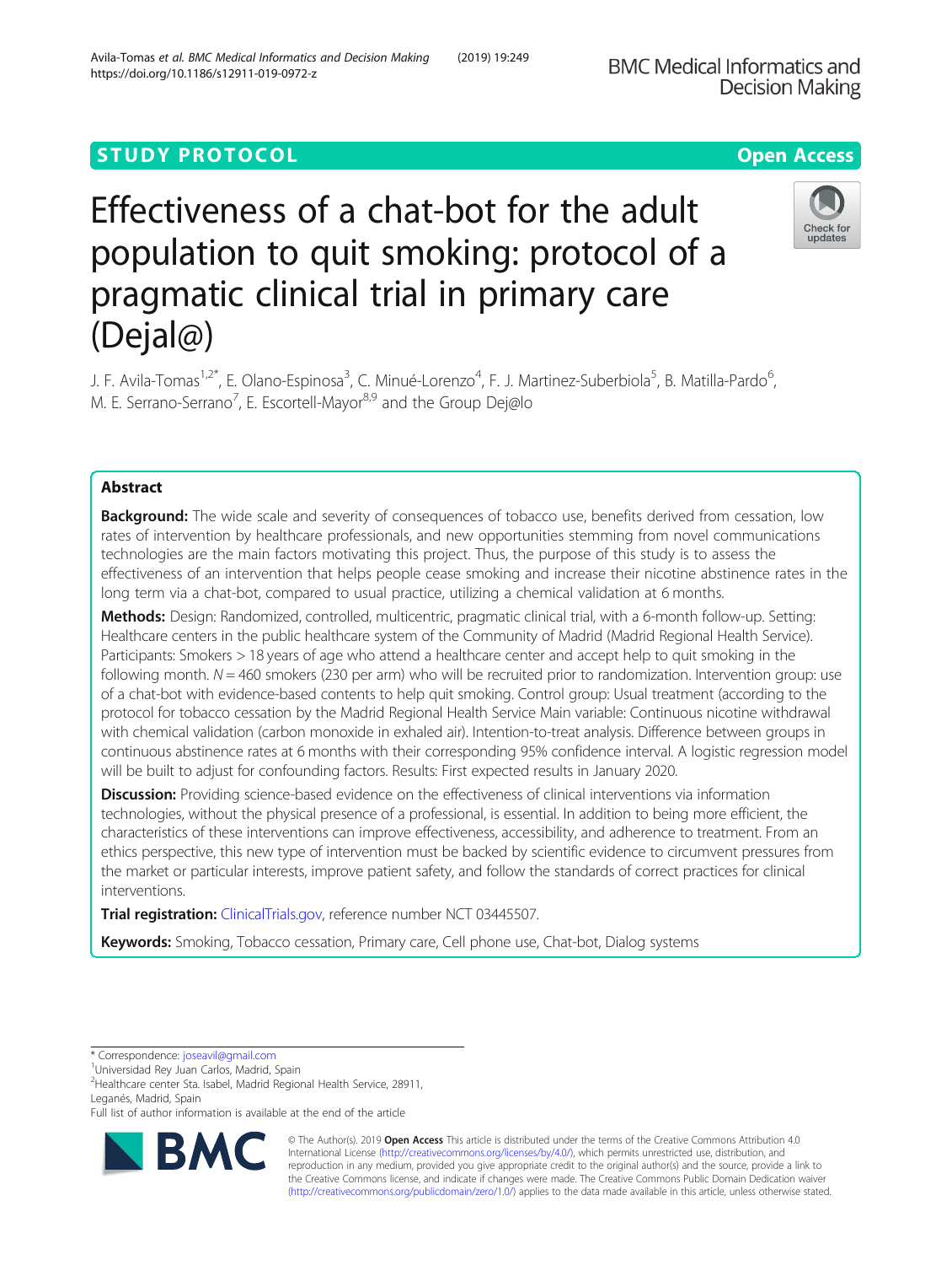STUDY PROTOCOL

Open Access

# Effectiveness of a chat-bot for the adult population to quit smoking: protocol of a pragmatic clinical trial in primary care (Dejal@)

J. F. Avila-Tomas[1,2*], E. Olano-Espinosa[3], C. Minué-Lorenzo[4], F. J. Martinez-Suberbiola[5], B. Matilla-Pardo[6], M. E. Serrano-Serrano[7], E. Escortell-Mayor[8,9] and the Group Dej@lo

## Abstract

**Background:** The wide scale and severity of consequences of tobacco use, benefits derived from cessation, low rates of intervention by healthcare professionals, and new opportunities stemming from novel communications technologies are the main factors motivating this project. Thus, the purpose of this study is to assess the effectiveness of an intervention that helps people cease smoking and increase their nicotine abstinence rates in the long term via a chat-bot, compared to usual practice, utilizing a chemical validation at 6 months.

**Methods:** Design: Randomized, controlled, multicentric, pragmatic clinical trial, with a 6-month follow-up. Setting: Healthcare centers in the public healthcare system of the Community of Madrid (Madrid Regional Health Service). Participants: Smokers > 18 years of age who attend a healthcare center and accept help to quit smoking in the following month. N = 460 smokers (230 per arm) who will be recruited prior to randomization. Intervention group: use of a chat-bot with evidence-based contents to help quit smoking. Control group: Usual treatment (according to the protocol for tobacco cessation by the Madrid Regional Health Service Main variable: Continuous nicotine withdrawal with chemical validation (carbon monoxide in exhaled air). Intention-to-treat analysis. Difference between groups in continuous abstinence rates at 6 months with their corresponding 95% confidence interval. A logistic regression model will be built to adjust for confounding factors. Results: First expected results in January 2020.

**Discussion:** Providing science-based evidence on the effectiveness of clinical interventions via information technologies, without the physical presence of a professional, is essential. In addition to being more efficient, the characteristics of these interventions can improve effectiveness, accessibility, and adherence to treatment. From an ethics perspective, this new type of intervention must be backed by scientific evidence to circumvent pressures from the market or particular interests, improve patient safety, and follow the standards of correct practices for clinical interventions.

**Trial registration:** ClinicalTrials.gov, reference number NCT 03445507.

**Keywords:** Smoking, Tobacco cessation, Primary care, Cell phone use, Chat-bot, Dialog systems

---

* Correspondence: joseavil@gmail.com
[1] Universidad Rey Juan Carlos, Madrid, Spain
[2] Healthcare center Sta. Isabel, Madrid Regional Health Service, 28911, Leganés, Madrid, Spain
Full list of author information is available at the end of the article

© The Author(s). 2019 **Open Access** This article is distributed under the terms of the Creative Commons Attribution 4.0 International License (http://creativecommons.org/licenses/by/4.0/), which permits unrestricted use, distribution, and reproduction in any medium, provided you give appropriate credit to the original author(s) and the source, provide a link to the Creative Commons license, and indicate if changes were made. The Creative Commons Public Domain Dedication waiver (http://creativecommons.org/publicdomain/zero/1.0/) applies to the data made available in this article, unless otherwise stated.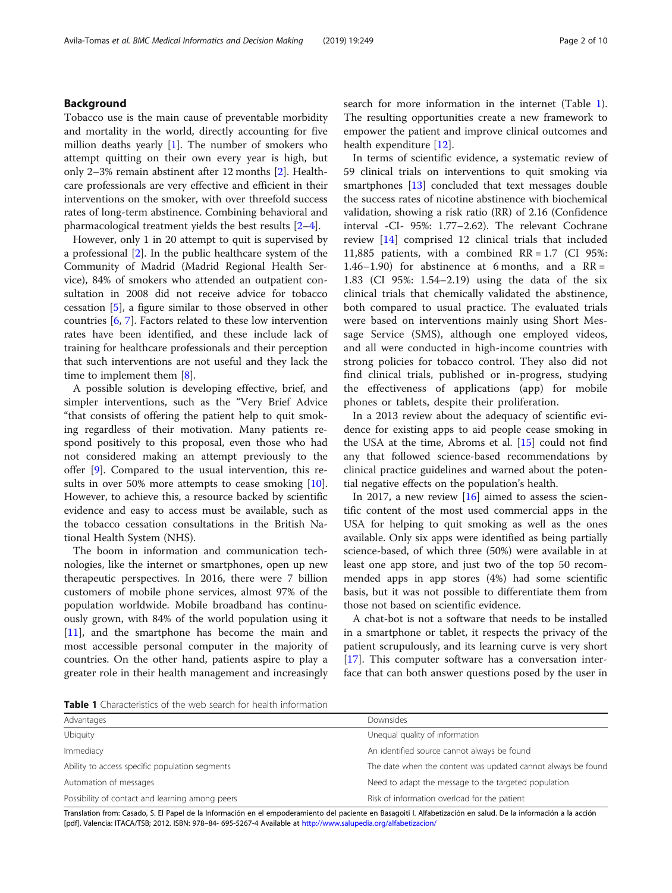## Background

Tobacco use is the main cause of preventable morbidity and mortality in the world, directly accounting for five million deaths yearly [1]. The number of smokers who attempt quitting on their own every year is high, but only 2–3% remain abstinent after 12 months [2]. Healthcare professionals are very effective and efficient in their interventions on the smoker, with over threefold success rates of long-term abstinence. Combining behavioral and pharmacological treatment yields the best results [2–4].

However, only 1 in 20 attempt to quit is supervised by a professional [2]. In the public healthcare system of the Community of Madrid (Madrid Regional Health Service), 84% of smokers who attended an outpatient consultation in 2008 did not receive advice for tobacco cessation [5], a figure similar to those observed in other countries [6, 7]. Factors related to these low intervention rates have been identified, and these include lack of training for healthcare professionals and their perception that such interventions are not useful and they lack the time to implement them [8].

A possible solution is developing effective, brief, and simpler interventions, such as the "Very Brief Advice "that consists of offering the patient help to quit smoking regardless of their motivation. Many patients respond positively to this proposal, even those who had not considered making an attempt previously to the offer [9]. Compared to the usual intervention, this results in over 50% more attempts to cease smoking [10]. However, to achieve this, a resource backed by scientific evidence and easy to access must be available, such as the tobacco cessation consultations in the British National Health System (NHS).

The boom in information and communication technologies, like the internet or smartphones, open up new therapeutic perspectives. In 2016, there were 7 billion customers of mobile phone services, almost 97% of the population worldwide. Mobile broadband has continuously grown, with 84% of the world population using it [11], and the smartphone has become the main and most accessible personal computer in the majority of countries. On the other hand, patients aspire to play a greater role in their health management and increasingly search for more information in the internet (Table 1). The resulting opportunities create a new framework to empower the patient and improve clinical outcomes and health expenditure [12].

In terms of scientific evidence, a systematic review of 59 clinical trials on interventions to quit smoking via smartphones [13] concluded that text messages double the success rates of nicotine abstinence with biochemical validation, showing a risk ratio (RR) of 2.16 (Confidence interval -CI- 95%: 1.77–2.62). The relevant Cochrane review [14] comprised 12 clinical trials that included 11,885 patients, with a combined RR = 1.7 (CI 95%: 1.46–1.90) for abstinence at 6 months, and a RR = 1.83 (CI 95%: 1.54–2.19) using the data of the six clinical trials that chemically validated the abstinence, both compared to usual practice. The evaluated trials were based on interventions mainly using Short Message Service (SMS), although one employed videos, and all were conducted in high-income countries with strong policies for tobacco control. They also did not find clinical trials, published or in-progress, studying the effectiveness of applications (app) for mobile phones or tablets, despite their proliferation.

In a 2013 review about the adequacy of scientific evidence for existing apps to aid people cease smoking in the USA at the time, Abroms et al. [15] could not find any that followed science-based recommendations by clinical practice guidelines and warned about the potential negative effects on the population's health.

In 2017, a new review [16] aimed to assess the scientific content of the most used commercial apps in the USA for helping to quit smoking as well as the ones available. Only six apps were identified as being partially science-based, of which three (50%) were available in at least one app store, and just two of the top 50 recommended apps in app stores (4%) had some scientific basis, but it was not possible to differentiate them from those not based on scientific evidence.

A chat-bot is not a software that needs to be installed in a smartphone or tablet, it respects the privacy of the patient scrupulously, and its learning curve is very short [17]. This computer software has a conversation interface that can both answer questions posed by the user in

**Table 1** Characteristics of the web search for health information

| Advantages | Downsides |
|---|---|
| Ubiquity | Unequal quality of information |
| Immediacy | An identified source cannot always be found |
| Ability to access specific population segments | The date when the content was updated cannot always be found |
| Automation of messages | Need to adapt the message to the targeted population |
| Possibility of contact and learning among peers | Risk of information overload for the patient |

Translation from: Casado, S. El Papel de la Información en el empoderamiento del paciente en Basagoiti I. Alfabetización en salud. De la información a la acción [pdf]. Valencia: ITACA/TSB; 2012. ISBN: 978–84- 695-5267-4 Available at http://www.salupedia.org/alfabetizacion/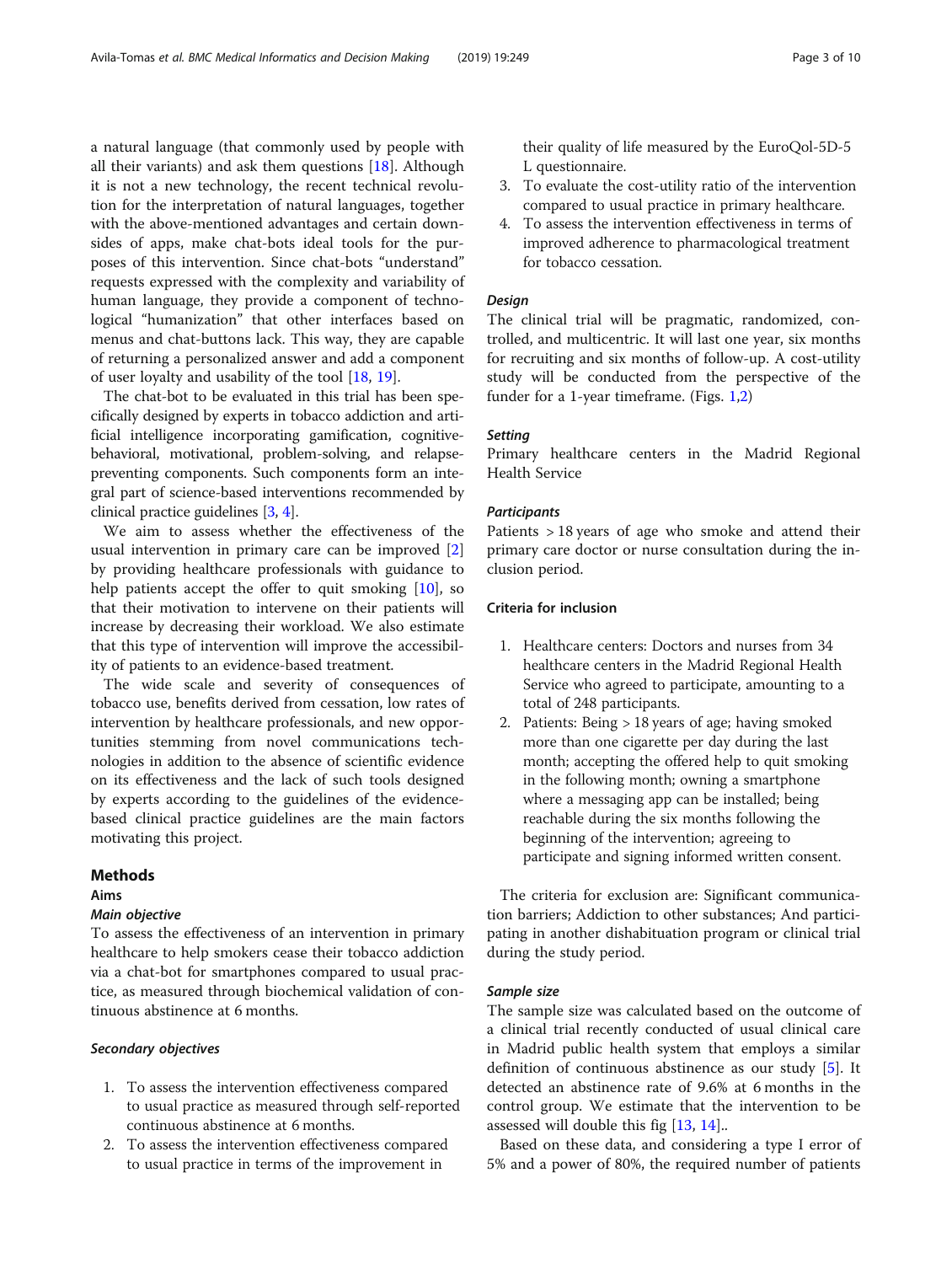a natural language (that commonly used by people with all their variants) and ask them questions [18]. Although it is not a new technology, the recent technical revolution for the interpretation of natural languages, together with the above-mentioned advantages and certain downsides of apps, make chat-bots ideal tools for the purposes of this intervention. Since chat-bots "understand" requests expressed with the complexity and variability of human language, they provide a component of technological "humanization" that other interfaces based on menus and chat-buttons lack. This way, they are capable of returning a personalized answer and add a component of user loyalty and usability of the tool [18, 19].

The chat-bot to be evaluated in this trial has been specifically designed by experts in tobacco addiction and artificial intelligence incorporating gamification, cognitive-behavioral, motivational, problem-solving, and relapse-preventing components. Such components form an integral part of science-based interventions recommended by clinical practice guidelines [3, 4].

We aim to assess whether the effectiveness of the usual intervention in primary care can be improved [2] by providing healthcare professionals with guidance to help patients accept the offer to quit smoking [10], so that their motivation to intervene on their patients will increase by decreasing their workload. We also estimate that this type of intervention will improve the accessibility of patients to an evidence-based treatment.

The wide scale and severity of consequences of tobacco use, benefits derived from cessation, low rates of intervention by healthcare professionals, and new opportunities stemming from novel communications technologies in addition to the absence of scientific evidence on its effectiveness and the lack of such tools designed by experts according to the guidelines of the evidence-based clinical practice guidelines are the main factors motivating this project.

## Methods

### Aims

#### *Main objective*

To assess the effectiveness of an intervention in primary healthcare to help smokers cease their tobacco addiction via a chat-bot for smartphones compared to usual practice, as measured through biochemical validation of continuous abstinence at 6 months.

#### *Secondary objectives*

1. To assess the intervention effectiveness compared to usual practice as measured through self-reported continuous abstinence at 6 months.
2. To assess the intervention effectiveness compared to usual practice in terms of the improvement in their quality of life measured by the EuroQol-5D-5 L questionnaire.
3. To evaluate the cost-utility ratio of the intervention compared to usual practice in primary healthcare.
4. To assess the intervention effectiveness in terms of improved adherence to pharmacological treatment for tobacco cessation.

#### *Design*

The clinical trial will be pragmatic, randomized, controlled, and multicentric. It will last one year, six months for recruiting and six months of follow-up. A cost-utility study will be conducted from the perspective of the funder for a 1-year timeframe. (Figs. 1,2)

#### *Setting*

Primary healthcare centers in the Madrid Regional Health Service

#### *Participants*

Patients > 18 years of age who smoke and attend their primary care doctor or nurse consultation during the inclusion period.

### Criteria for inclusion

1. Healthcare centers: Doctors and nurses from 34 healthcare centers in the Madrid Regional Health Service who agreed to participate, amounting to a total of 248 participants.
2. Patients: Being > 18 years of age; having smoked more than one cigarette per day during the last month; accepting the offered help to quit smoking in the following month; owning a smartphone where a messaging app can be installed; being reachable during the six months following the beginning of the intervention; agreeing to participate and signing informed written consent.

The criteria for exclusion are: Significant communication barriers; Addiction to other substances; And participating in another dishabituation program or clinical trial during the study period.

#### *Sample size*

The sample size was calculated based on the outcome of a clinical trial recently conducted of usual clinical care in Madrid public health system that employs a similar definition of continuous abstinence as our study [5]. It detected an abstinence rate of 9.6% at 6 months in the control group. We estimate that the intervention to be assessed will double this fig [13, 14]..

Based on these data, and considering a type I error of 5% and a power of 80%, the required number of patients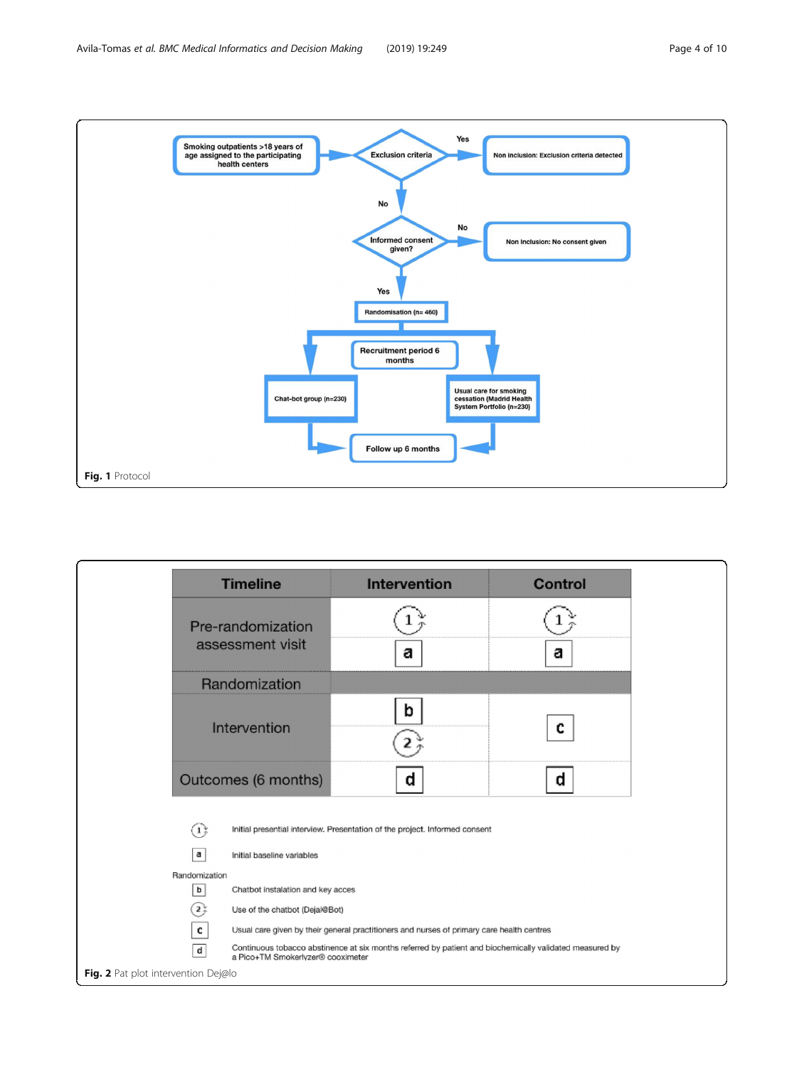**Fig. 1** Protocol

**Fig. 2** Pat plot intervention Dej@lo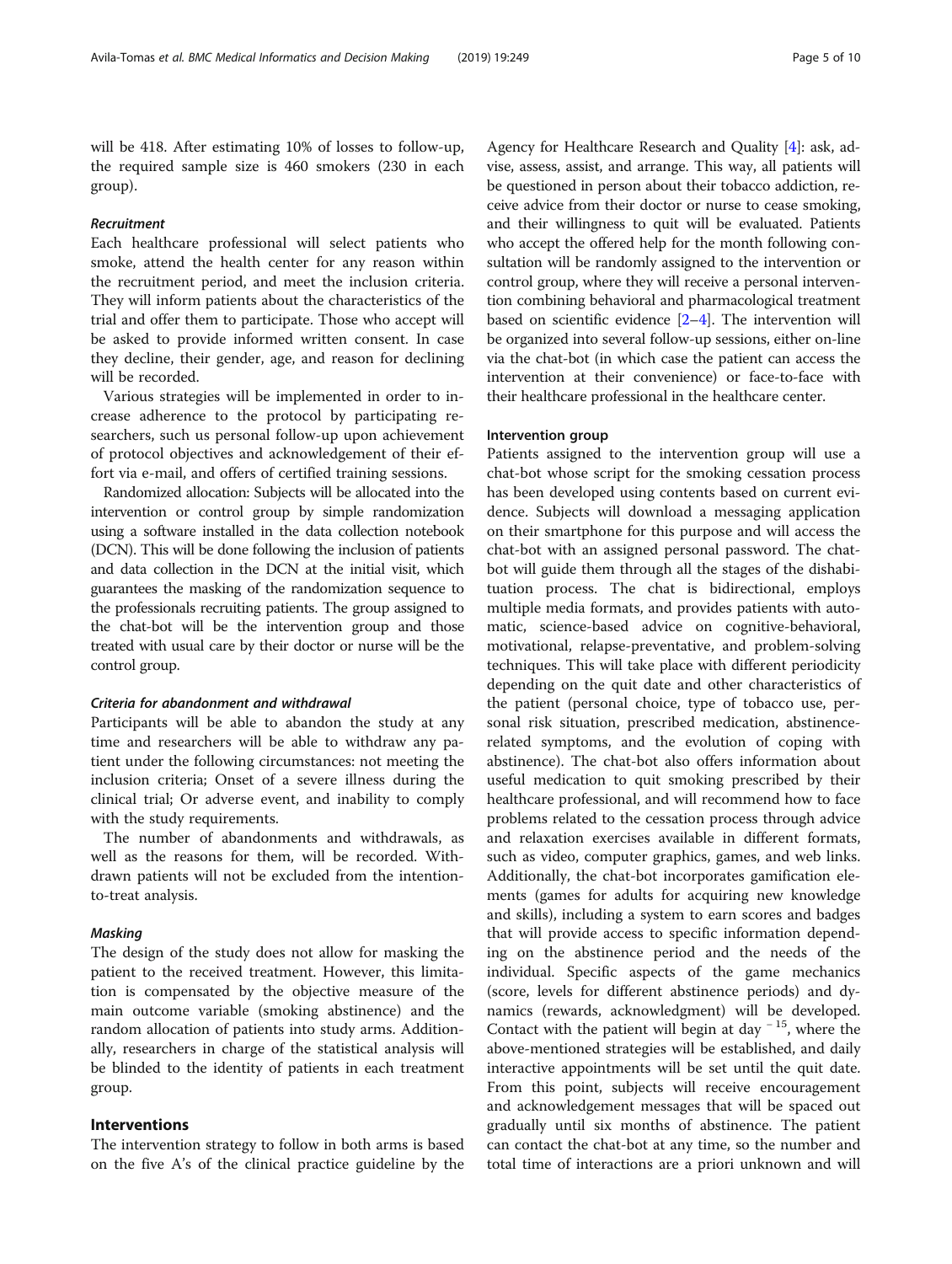will be 418. After estimating 10% of losses to follow-up, the required sample size is 460 smokers (230 in each group).

#### *Recruitment*

Each healthcare professional will select patients who smoke, attend the health center for any reason within the recruitment period, and meet the inclusion criteria. They will inform patients about the characteristics of the trial and offer them to participate. Those who accept will be asked to provide informed written consent. In case they decline, their gender, age, and reason for declining will be recorded.

Various strategies will be implemented in order to increase adherence to the protocol by participating researchers, such us personal follow-up upon achievement of protocol objectives and acknowledgement of their effort via e-mail, and offers of certified training sessions.

Randomized allocation: Subjects will be allocated into the intervention or control group by simple randomization using a software installed in the data collection notebook (DCN). This will be done following the inclusion of patients and data collection in the DCN at the initial visit, which guarantees the masking of the randomization sequence to the professionals recruiting patients. The group assigned to the chat-bot will be the intervention group and those treated with usual care by their doctor or nurse will be the control group.

#### *Criteria for abandonment and withdrawal*

Participants will be able to abandon the study at any time and researchers will be able to withdraw any patient under the following circumstances: not meeting the inclusion criteria; Onset of a severe illness during the clinical trial; Or adverse event, and inability to comply with the study requirements.

The number of abandonments and withdrawals, as well as the reasons for them, will be recorded. Withdrawn patients will not be excluded from the intention-to-treat analysis.

#### *Masking*

The design of the study does not allow for masking the patient to the received treatment. However, this limitation is compensated by the objective measure of the main outcome variable (smoking abstinence) and the random allocation of patients into study arms. Additionally, researchers in charge of the statistical analysis will be blinded to the identity of patients in each treatment group.

## Interventions

The intervention strategy to follow in both arms is based on the five A's of the clinical practice guideline by the Agency for Healthcare Research and Quality [4]: ask, advise, assess, assist, and arrange. This way, all patients will be questioned in person about their tobacco addiction, receive advice from their doctor or nurse to cease smoking, and their willingness to quit will be evaluated. Patients who accept the offered help for the month following consultation will be randomly assigned to the intervention or control group, where they will receive a personal intervention combining behavioral and pharmacological treatment based on scientific evidence [2–4]. The intervention will be organized into several follow-up sessions, either on-line via the chat-bot (in which case the patient can access the intervention at their convenience) or face-to-face with their healthcare professional in the healthcare center.

### Intervention group

Patients assigned to the intervention group will use a chat-bot whose script for the smoking cessation process has been developed using contents based on current evidence. Subjects will download a messaging application on their smartphone for this purpose and will access the chat-bot with an assigned personal password. The chat-bot will guide them through all the stages of the dishabituation process. The chat is bidirectional, employs multiple media formats, and provides patients with automatic, science-based advice on cognitive-behavioral, motivational, relapse-preventative, and problem-solving techniques. This will take place with different periodicity depending on the quit date and other characteristics of the patient (personal choice, type of tobacco use, personal risk situation, prescribed medication, abstinence-related symptoms, and the evolution of coping with abstinence). The chat-bot also offers information about useful medication to quit smoking prescribed by their healthcare professional, and will recommend how to face problems related to the cessation process through advice and relaxation exercises available in different formats, such as video, computer graphics, games, and web links. Additionally, the chat-bot incorporates gamification elements (games for adults for acquiring new knowledge and skills), including a system to earn scores and badges that will provide access to specific information depending on the abstinence period and the needs of the individual. Specific aspects of the game mechanics (score, levels for different abstinence periods) and dynamics (rewards, acknowledgment) will be developed. Contact with the patient will begin at day $^{-15}$, where the above-mentioned strategies will be established, and daily interactive appointments will be set until the quit date. From this point, subjects will receive encouragement and acknowledgement messages that will be spaced out gradually until six months of abstinence. The patient can contact the chat-bot at any time, so the number and total time of interactions are a priori unknown and will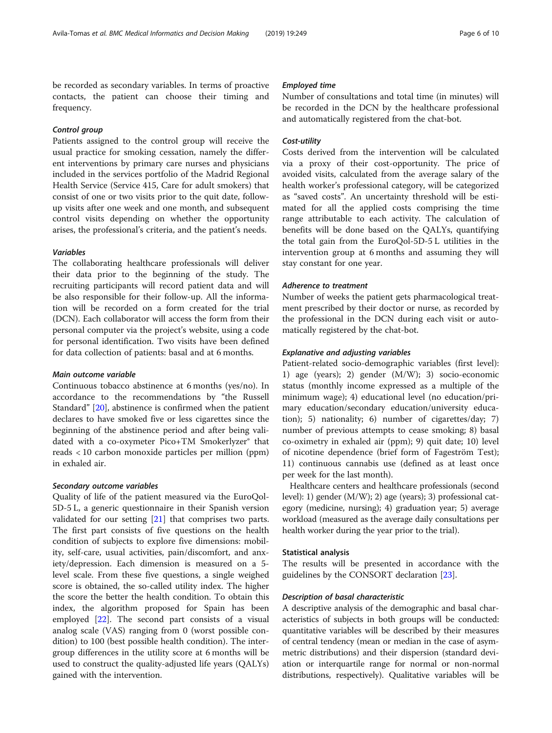be recorded as secondary variables. In terms of proactive contacts, the patient can choose their timing and frequency.

#### *Control group*

Patients assigned to the control group will receive the usual practice for smoking cessation, namely the different interventions by primary care nurses and physicians included in the services portfolio of the Madrid Regional Health Service (Service 415, Care for adult smokers) that consist of one or two visits prior to the quit date, follow-up visits after one week and one month, and subsequent control visits depending on whether the opportunity arises, the professional's criteria, and the patient's needs.

#### *Variables*

The collaborating healthcare professionals will deliver their data prior to the beginning of the study. The recruiting participants will record patient data and will be also responsible for their follow-up. All the information will be recorded on a form created for the trial (DCN). Each collaborator will access the form from their personal computer via the project's website, using a code for personal identification. Two visits have been defined for data collection of patients: basal and at 6 months.

#### *Main outcome variable*

Continuous tobacco abstinence at 6 months (yes/no). In accordance to the recommendations by "the Russell Standard" [20], abstinence is confirmed when the patient declares to have smoked five or less cigarettes since the beginning of the abstinence period and after being validated with a co-oxymeter Pico+TM Smokerlyzer® that reads < 10 carbon monoxide particles per million (ppm) in exhaled air.

#### *Secondary outcome variables*

Quality of life of the patient measured via the EuroQol-5D-5 L, a generic questionnaire in their Spanish version validated for our setting [21] that comprises two parts. The first part consists of five questions on the health condition of subjects to explore five dimensions: mobility, self-care, usual activities, pain/discomfort, and anxiety/depression. Each dimension is measured on a 5-level scale. From these five questions, a single weighed score is obtained, the so-called utility index. The higher the score the better the health condition. To obtain this index, the algorithm proposed for Spain has been employed [22]. The second part consists of a visual analog scale (VAS) ranging from 0 (worst possible condition) to 100 (best possible health condition). The intergroup differences in the utility score at 6 months will be used to construct the quality-adjusted life years (QALYs) gained with the intervention.

#### *Employed time*

Number of consultations and total time (in minutes) will be recorded in the DCN by the healthcare professional and automatically registered from the chat-bot.

#### *Cost-utility*

Costs derived from the intervention will be calculated via a proxy of their cost-opportunity. The price of avoided visits, calculated from the average salary of the health worker's professional category, will be categorized as "saved costs". An uncertainty threshold will be estimated for all the applied costs comprising the time range attributable to each activity. The calculation of benefits will be done based on the QALYs, quantifying the total gain from the EuroQol-5D-5 L utilities in the intervention group at 6 months and assuming they will stay constant for one year.

#### *Adherence to treatment*

Number of weeks the patient gets pharmacological treatment prescribed by their doctor or nurse, as recorded by the professional in the DCN during each visit or automatically registered by the chat-bot.

#### *Explanative and adjusting variables*

Patient-related socio-demographic variables (first level): 1) age (years); 2) gender (M/W); 3) socio-economic status (monthly income expressed as a multiple of the minimum wage); 4) educational level (no education/primary education/secondary education/university education); 5) nationality; 6) number of cigarettes/day; 7) number of previous attempts to cease smoking; 8) basal co-oximetry in exhaled air (ppm); 9) quit date; 10) level of nicotine dependence (brief form of Fageström Test); 11) continuous cannabis use (defined as at least once per week for the last month).

Healthcare centers and healthcare professionals (second level): 1) gender (M/W); 2) age (years); 3) professional category (medicine, nursing); 4) graduation year; 5) average workload (measured as the average daily consultations per health worker during the year prior to the trial).

### Statistical analysis

The results will be presented in accordance with the guidelines by the CONSORT declaration [23].

#### *Description of basal characteristic*

A descriptive analysis of the demographic and basal characteristics of subjects in both groups will be conducted: quantitative variables will be described by their measures of central tendency (mean or median in the case of asymmetric distributions) and their dispersion (standard deviation or interquartile range for normal or non-normal distributions, respectively). Qualitative variables will be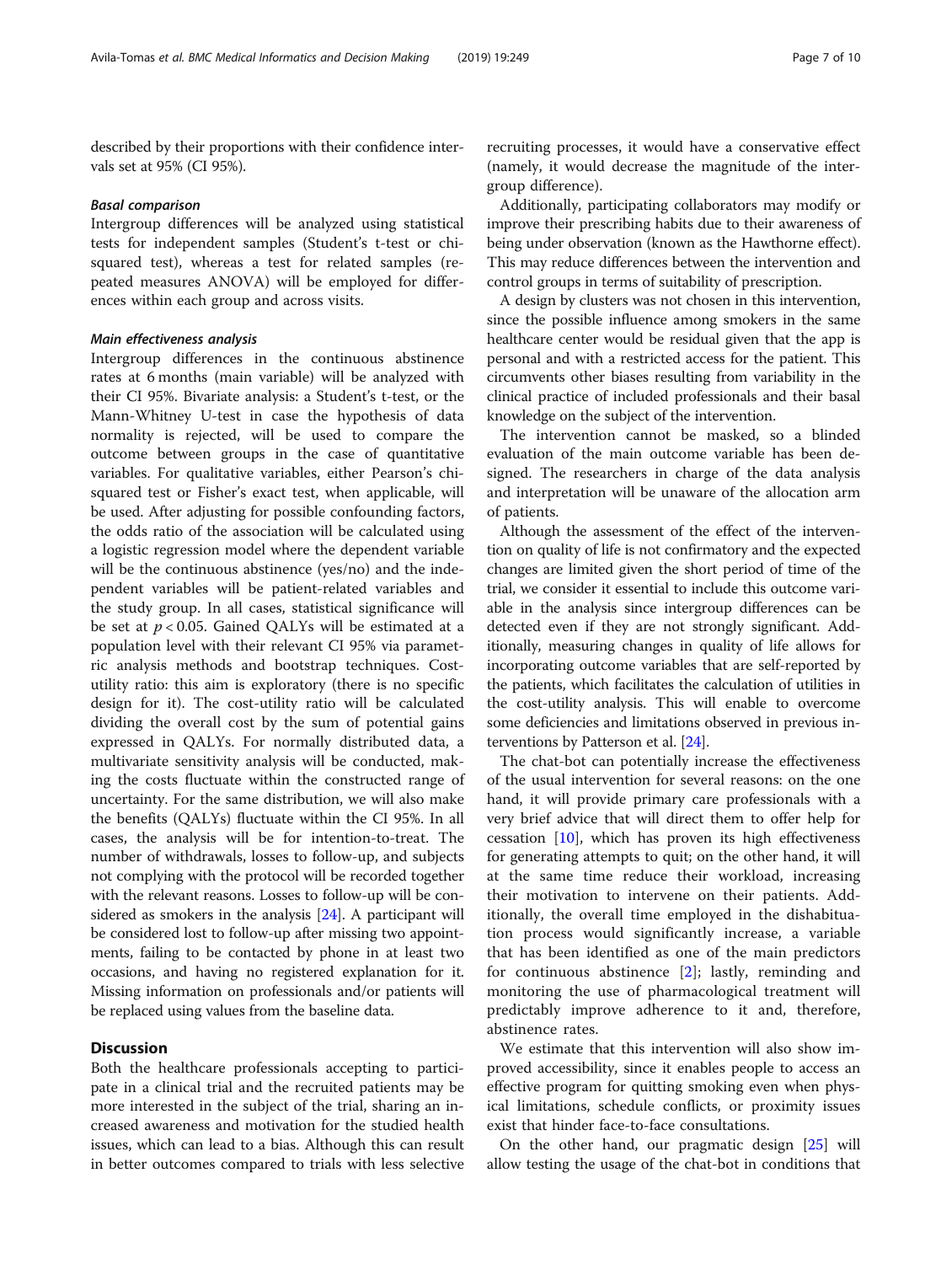described by their proportions with their confidence intervals set at 95% (CI 95%).

#### *Basal comparison*

Intergroup differences will be analyzed using statistical tests for independent samples (Student's t-test or chi-squared test), whereas a test for related samples (repeated measures ANOVA) will be employed for differences within each group and across visits.

#### *Main effectiveness analysis*

Intergroup differences in the continuous abstinence rates at 6 months (main variable) will be analyzed with their CI 95%. Bivariate analysis: a Student's t-test, or the Mann-Whitney U-test in case the hypothesis of data normality is rejected, will be used to compare the outcome between groups in the case of quantitative variables. For qualitative variables, either Pearson's chi-squared test or Fisher's exact test, when applicable, will be used. After adjusting for possible confounding factors, the odds ratio of the association will be calculated using a logistic regression model where the dependent variable will be the continuous abstinence (yes/no) and the independent variables will be patient-related variables and the study group. In all cases, statistical significance will be set at $p < 0.05$. Gained QALYs will be estimated at a population level with their relevant CI 95% via parametric analysis methods and bootstrap techniques. Cost-utility ratio: this aim is exploratory (there is no specific design for it). The cost-utility ratio will be calculated dividing the overall cost by the sum of potential gains expressed in QALYs. For normally distributed data, a multivariate sensitivity analysis will be conducted, making the costs fluctuate within the constructed range of uncertainty. For the same distribution, we will also make the benefits (QALYs) fluctuate within the CI 95%. In all cases, the analysis will be for intention-to-treat. The number of withdrawals, losses to follow-up, and subjects not complying with the protocol will be recorded together with the relevant reasons. Losses to follow-up will be considered as smokers in the analysis [24]. A participant will be considered lost to follow-up after missing two appointments, failing to be contacted by phone in at least two occasions, and having no registered explanation for it. Missing information on professionals and/or patients will be replaced using values from the baseline data.

## Discussion

Both the healthcare professionals accepting to participate in a clinical trial and the recruited patients may be more interested in the subject of the trial, sharing an increased awareness and motivation for the studied health issues, which can lead to a bias. Although this can result in better outcomes compared to trials with less selective recruiting processes, it would have a conservative effect (namely, it would decrease the magnitude of the intergroup difference).

Additionally, participating collaborators may modify or improve their prescribing habits due to their awareness of being under observation (known as the Hawthorne effect). This may reduce differences between the intervention and control groups in terms of suitability of prescription.

A design by clusters was not chosen in this intervention, since the possible influence among smokers in the same healthcare center would be residual given that the app is personal and with a restricted access for the patient. This circumvents other biases resulting from variability in the clinical practice of included professionals and their basal knowledge on the subject of the intervention.

The intervention cannot be masked, so a blinded evaluation of the main outcome variable has been designed. The researchers in charge of the data analysis and interpretation will be unaware of the allocation arm of patients.

Although the assessment of the effect of the intervention on quality of life is not confirmatory and the expected changes are limited given the short period of time of the trial, we consider it essential to include this outcome variable in the analysis since intergroup differences can be detected even if they are not strongly significant. Additionally, measuring changes in quality of life allows for incorporating outcome variables that are self-reported by the patients, which facilitates the calculation of utilities in the cost-utility analysis. This will enable to overcome some deficiencies and limitations observed in previous interventions by Patterson et al. [24].

The chat-bot can potentially increase the effectiveness of the usual intervention for several reasons: on the one hand, it will provide primary care professionals with a very brief advice that will direct them to offer help for cessation [10], which has proven its high effectiveness for generating attempts to quit; on the other hand, it will at the same time reduce their workload, increasing their motivation to intervene on their patients. Additionally, the overall time employed in the dishabituation process would significantly increase, a variable that has been identified as one of the main predictors for continuous abstinence [2]; lastly, reminding and monitoring the use of pharmacological treatment will predictably improve adherence to it and, therefore, abstinence rates.

We estimate that this intervention will also show improved accessibility, since it enables people to access an effective program for quitting smoking even when physical limitations, schedule conflicts, or proximity issues exist that hinder face-to-face consultations.

On the other hand, our pragmatic design [25] will allow testing the usage of the chat-bot in conditions that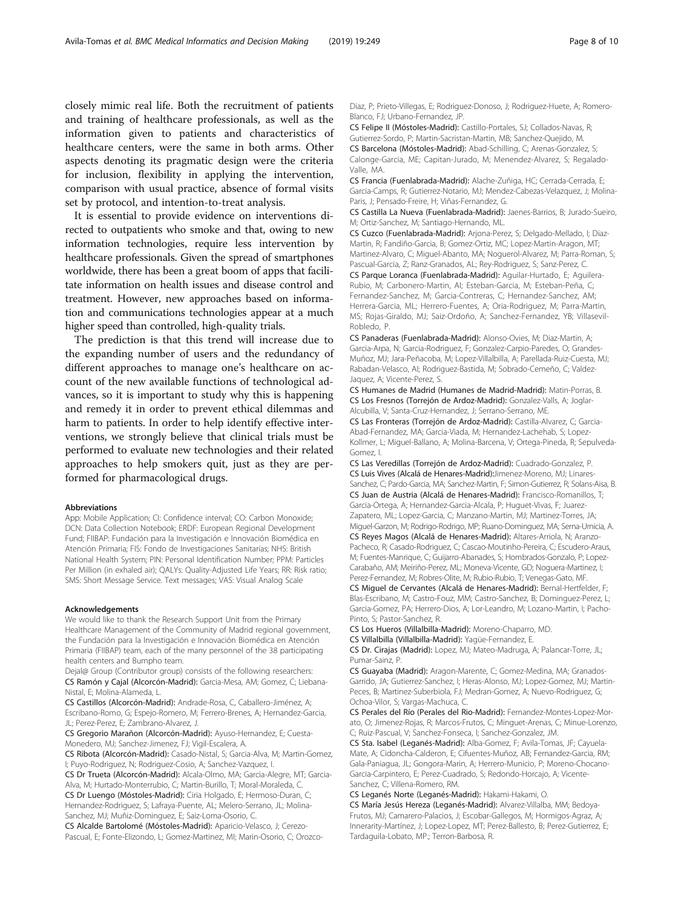closely mimic real life. Both the recruitment of patients and training of healthcare professionals, as well as the information given to patients and characteristics of healthcare centers, were the same in both arms. Other aspects denoting its pragmatic design were the criteria for inclusion, flexibility in applying the intervention, comparison with usual practice, absence of formal visits set by protocol, and intention-to-treat analysis.

It is essential to provide evidence on interventions directed to outpatients who smoke and that, owing to new information technologies, require less intervention by healthcare professionals. Given the spread of smartphones worldwide, there has been a great boom of apps that facilitate information on health issues and disease control and treatment. However, new approaches based on information and communications technologies appear at a much higher speed than controlled, high-quality trials.

The prediction is that this trend will increase due to the expanding number of users and the redundancy of different approaches to manage one's healthcare on account of the new available functions of technological advances, so it is important to study why this is happening and remedy it in order to prevent ethical dilemmas and harm to patients. In order to help identify effective interventions, we strongly believe that clinical trials must be performed to evaluate new technologies and their related approaches to help smokers quit, just as they are performed for pharmacological drugs.

#### Abbreviations

App: Mobile Application; CI: Confidence interval; CO: Carbon Monoxide; DCN: Data Collection Notebook; ERDF: European Regional Development Fund; FIIBAP: Fundación para la Investigación e Innovación Biomédica en Atención Primaria; FIS: Fondo de Investigaciones Sanitarias; NHS: British National Health System; PIN: Personal Identification Number; PPM: Particles Per Million (in exhaled air); QALYs: Quality-Adjusted Life Years; RR: Risk ratio; SMS: Short Message Service. Text messages; VAS: Visual Analog Scale

#### Acknowledgements

We would like to thank the Research Support Unit from the Primary Healthcare Management of the Community of Madrid regional government, the Fundación para la Investigación e Innovación Biomédica en Atención Primaria (FIIBAP) team, each of the many personnel of the 38 participating health centers and Bumpho team.

Dejal@ Group (Contributor group) consists of the following researchers:

**CS Ramón y Cajal (Alcorcón-Madrid):** Garcia-Mesa, AM; Gomez, C; Liebana-Nistal, E; Molina-Alameda, L.

**CS Castillos (Alcorcón-Madrid):** Andrade-Rosa, C, Caballero-Jiménez, A; Escribano-Romo, G; Espejo-Romero, M; Ferrero-Brenes, A; Hernandez-Garcia, JL; Perez-Perez, E; Zambrano-Alvarez, J.

**CS Gregorio Marañon (Alcorcón-Madrid):** Ayuso-Hernandez, E; Cuesta-Monedero, MJ; Sanchez-Jimenez, FJ; Vigil-Escalera, A.

**CS Ribota (Alcorcón-Madrid):** Casado-Nistal, S; Garcia-Alva, M; Martin-Gomez, I; Puyo-Rodriguez, N; Rodriguez-Cosio, A; Sanchez-Vazquez, I.

**CS Dr Trueta (Alcorcón-Madrid):** Alcala-Olmo, MA; Garcia-Alegre, MT; Garcia-Alva, M; Hurtado-Monterrubio, C; Martin-Burillo, T; Moral-Moraleda, C.

**CS Dr Luengo (Móstoles-Madrid):** Ciria Holgado, E; Hermoso-Duran, C; Hernandez-Rodriguez, S; Lafraya-Puente, AL; Melero-Serrano, JL; Molina-Sanchez, MJ; Muñiz-Dominguez, E; Saiz-Loma-Osorio, C.

**CS Alcalde Bartolomé (Móstoles-Madrid):** Aparicio-Velasco, J; Cerezo-Pascual, E; Fonte-Elizondo, L; Gomez-Martinez, MI; Marin-Osorio, C; Orozco-Diaz, P; Prieto-Villegas, E; Rodriguez-Donoso, J; Rodriguez-Huete, A; Romero-Blanco, FJ; Urbano-Fernandez, JP.

**CS Felipe II (Móstoles-Madrid):** Castillo-Portales, SJ; Collados-Navas, R; Gutierrez-Sordo, P; Martin-Sacristan-Martin, MB; Sanchez-Quejido, M.

**CS Barcelona (Móstoles-Madrid):** Abad-Schilling, C; Arenas-Gonzalez, S; Calonge-Garcia, ME; Capitan-Jurado, M; Menendez-Alvarez, S; Regalado-Valle, MA.

**CS Francia (Fuenlabrada-Madrid):** Alache-Zuñiga, HC; Cerrada-Cerrada, E; Garcia-Camps, R; Gutierrez-Notario, MJ; Mendez-Cabezas-Velazquez, J; Molina-Paris, J; Pensado-Freire, H; Viñas-Fernandez, G.

**CS Castilla La Nueva (Fuenlabrada-Madrid):** Jaenes-Barrios, B; Jurado-Sueiro, M; Ortiz-Sanchez, M; Santiago-Hernando, ML.

**CS Cuzco (Fuenlabrada-Madrid):** Arjona-Perez, S; Delgado-Mellado, I; Diaz-Martin, R; Fandiño-Garcia, B; Gomez-Ortiz, MC; Lopez-Martin-Aragon, MT; Martinez-Alvaro, C; Miguel-Abanto, MA; Noguerol-Alvarez, M; Parra-Roman, S; Pascual-Garcia, Z; Ranz-Granados, AL; Rey-Rodriguez, S; Sanz-Perez, C.

**CS Parque Loranca (Fuenlabrada-Madrid):** Aguilar-Hurtado, E; Aguilera-Rubio, M; Carbonero-Martin, AI; Esteban-Garcia, M; Esteban-Peña, C; Fernandez-Sanchez, M; Garcia-Contreras, C; Hernandez-Sanchez, AM; Herrera-Garcia, ML; Herrero-Fuentes, A; Oria-Rodriguez, M; Parra-Martin, MS; Rojas-Giraldo, MJ; Saiz-Ordoño, A; Sanchez-Fernandez, YB; Villasevil-Robledo, P.

**CS Panaderas (Fuenlabrada-Madrid):** Alonso-Ovies, M; Diaz-Martin, A; Garcia-Arpa, N; Garcia-Rodriguez, F; Gonzalez-Carpio-Paredes, O; Grandes-Muñoz, MJ; Jara-Peñacoba, M; Lopez-Villalbilla, A; Parellada-Ruiz-Cuesta, MJ; Rabadan-Velasco, AI; Rodriguez-Bastida, M; Sobrado-Cemeño, C; Valdez-Jaquez, A; Vicente-Perez, S.

**CS Humanes de Madrid (Humanes de Madrid-Madrid):** Matin-Porras, B.

**CS Los Fresnos (Torrejón de Ardoz-Madrid):** Gonzalez-Valls, A; Joglar-Alcubilla, V; Santa-Cruz-Hernandez, J; Serrano-Serrano, ME.

**CS Las Fronteras (Torrejón de Ardoz-Madrid):** Castilla-Alvarez, C; Garcia-Abad-Fernandez, MA; Garcia-Viada, M; Hernandez-Lachehab, S; Lopez-Kollmer, L; Miguel-Ballano, A; Molina-Barcena, V; Ortega-Pineda, R; Sepulveda-Gomez, I.

**CS Las Veredillas (Torrejón de Ardoz-Madrid):** Cuadrado-Gonzalez, P.

**CS Luis Vives (Alcalá de Henares-Madrid):** Jimenez-Moreno, MJ; Linares-Sanchez, C; Pardo-Garcia, MA; Sanchez-Martin, F; Simon-Gutierrez, R; Solans-Aisa, B.

**CS Juan de Austria (Alcalá de Henares-Madrid):** Francisco-Romanillos, T; Garcia-Ortega, A; Hernandez-Garcia-Alcala, P; Huguet-Vivas, F; Juarez-Zapatero, ML; Lopez-Garcia, C; Manzano-Martin, MJ; Martinez-Torres, JA; Miguel-Garzon, M; Rodrigo-Rodrigo, MP; Ruano-Dominguez, MA; Serna-Urnicia, A.

**CS Reyes Magos (Alcalá de Henares-Madrid):** Altares-Arriola, N; Aranzo-Pacheco, R; Casado-Rodriguez, C; Cascao-Moutinho-Pereira, C; Escudero-Araus, M; Fuentes-Manrique, C; Guijarro-Abanades, S; Hombrados-Gonzalo, P; Lopez-Carabaño, AM; Meiriño-Perez, ML; Moneva-Vicente, GD; Noguera-Martinez, I; Perez-Fernandez, M; Robres-Olite, M; Rubio-Rubio, T; Venegas-Gato, MF.

**CS Miguel de Cervantes (Alcalá de Henares-Madrid):** Bernal-Hertfelder, F; Blas-Escribano, M; Castro-Fouz, MM; Castro-Sanchez, B; Dominguez-Perez, L; Garcia-Gomez, PA; Herrero-Dios, A; Lor-Leandro, M; Lozano-Martin, I; Pacho-Pinto, S; Pastor-Sanchez, R.

**CS Los Hueros (Villalbilla-Madrid):** Moreno-Chaparro, MD.

**CS Villalbilla (Villalbilla-Madrid):** Yagüe-Fernandez, E.

**CS Dr. Cirajas (Madrid):** Lopez, MJ; Mateo-Madruga, A; Palancar-Torre, JL; Pumar-Sainz, P.

**CS Guayaba (Madrid):** Aragon-Marente, C; Gomez-Medina, MA; Granados-Garrido, JA; Gutierrez-Sanchez, I; Heras-Alonso, MJ; Lopez-Gomez, MJ; Martin-Peces, B; Martinez-Suberbiola, FJ; Medran-Gomez, A; Nuevo-Rodriguez, G; Ochoa-Vilor, S; Vargas-Machuca, C.

**CS Perales del Río (Perales del Rio-Madrid):** Fernandez-Montes-Lopez-Morato, O; Jimenez-Rojas, R; Marcos-Frutos, C; Minguet-Arenas, C; Minue-Lorenzo, C; Ruiz-Pascual, V; Sanchez-Fonseca, I; Sanchez-Gonzalez, JM.

**CS Sta. Isabel (Leganés-Madrid):** Alba-Gomez, F; Avila-Tomas, JF; Cayuela-Mate, A; Cidoncha-Calderon, E; Cifuentes-Muñoz, AB; Fernandez-Garcia, RM; Gala-Paniagua, JL; Gongora-Marin, A; Herrero-Municio, P; Moreno-Chocano-Garcia-Carpintero, E; Perez-Cuadrado, S; Redondo-Horcajo, A; Vicente-Sanchez, C; Villena-Romero, RM.

**CS Leganés Norte (Leganés-Madrid):** Hakami-Hakami, O.

**CS María Jesús Hereza (Leganés-Madrid):** Alvarez-Villalba, MM; Bedoya-Frutos, MJ; Camarero-Palacios, J; Escobar-Gallegos, M; Hormigos-Agraz, A; Innerarity-Martínez, J; Lopez-Lopez, MT; Perez-Ballesto, B; Perez-Gutierrez, E; Tardaguila-Lobato, MP.; Terron-Barbosa, R.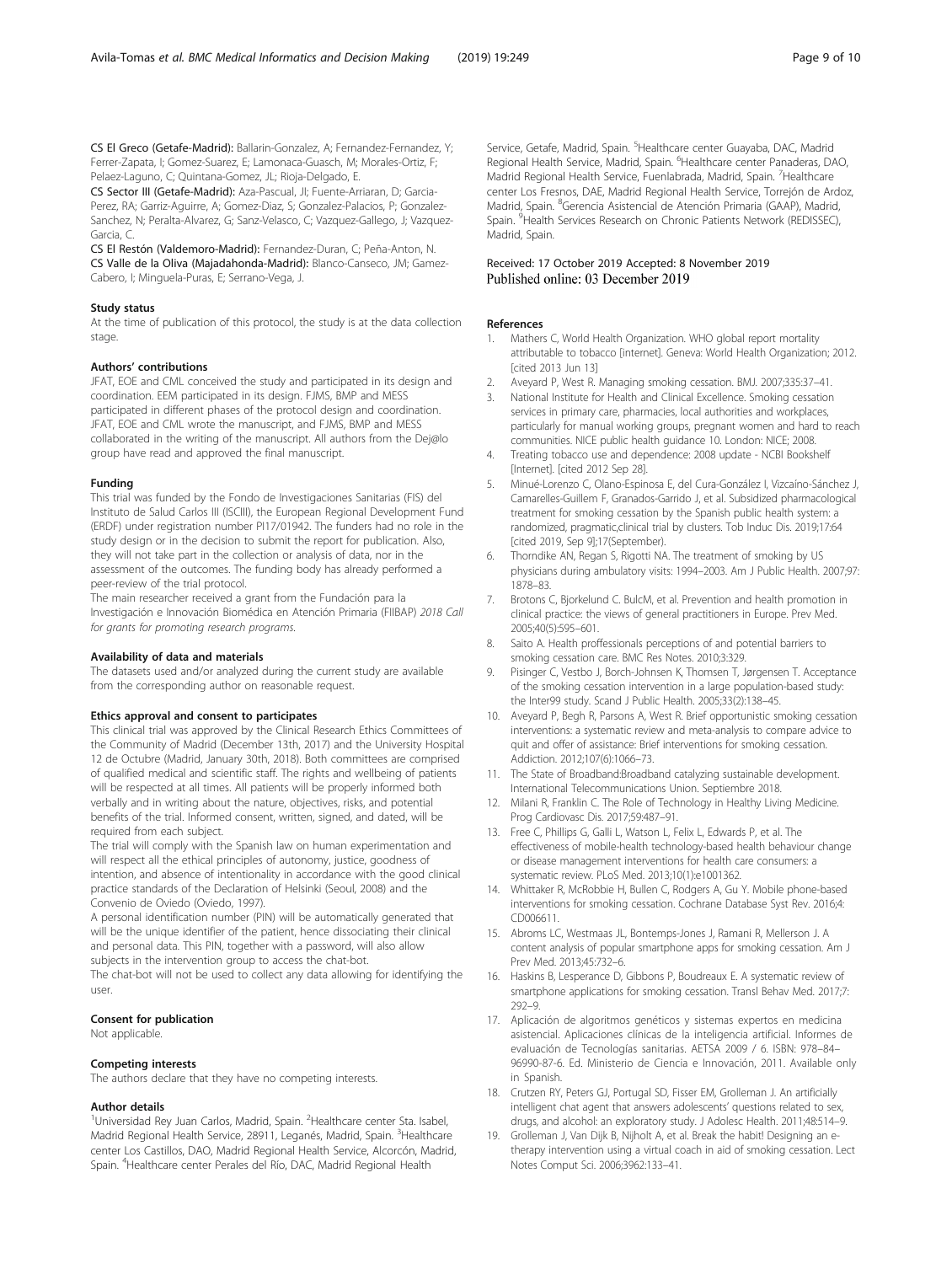**CS El Greco (Getafe-Madrid):** Ballarin-Gonzalez, A; Fernandez-Fernandez, Y; Ferrer-Zapata, I; Gomez-Suarez, E; Lamonaca-Guasch, M; Morales-Ortiz, F; Pelaez-Laguno, C; Quintana-Gomez, JL; Rioja-Delgado, E.

**CS Sector III (Getafe-Madrid):** Aza-Pascual, JI; Fuente-Arriaran, D; Garcia-Perez, RA; Garriz-Aguirre, A; Gomez-Diaz, S; Gonzalez-Palacios, P; Gonzalez-Sanchez, N; Peralta-Alvarez, G; Sanz-Velasco, C; Vazquez-Gallego, J; Vazquez-Garcia, C.

**CS El Restón (Valdemoro-Madrid):** Fernandez-Duran, C; Peña-Anton, N.

**CS Valle de la Oliva (Majadahonda-Madrid):** Blanco-Canseco, JM; Gamez-Cabero, I; Minguela-Puras, E; Serrano-Vega, J.

#### Study status

At the time of publication of this protocol, the study is at the data collection stage.

#### Authors' contributions

JFAT, EOE and CML conceived the study and participated in its design and coordination. EEM participated in its design. FJMS, BMP and MESS participated in different phases of the protocol design and coordination. JFAT, EOE and CML wrote the manuscript, and FJMS, BMP and MESS collaborated in the writing of the manuscript. All authors from the Dej@lo group have read and approved the final manuscript.

#### Funding

This trial was funded by the Fondo de Investigaciones Sanitarias (FIS) del Instituto de Salud Carlos III (ISCIII), the European Regional Development Fund (ERDF) under registration number PI17/01942. The funders had no role in the study design or in the decision to submit the report for publication. Also, they will not take part in the collection or analysis of data, nor in the assessment of the outcomes. The funding body has already performed a peer-review of the trial protocol.

The main researcher received a grant from the Fundación para la Investigación e Innovación Biomédica en Atención Primaria (FIIBAP) *2018 Call for grants for promoting research programs*.

#### Availability of data and materials

The datasets used and/or analyzed during the current study are available from the corresponding author on reasonable request.

#### Ethics approval and consent to participates

This clinical trial was approved by the Clinical Research Ethics Committees of the Community of Madrid (December 13th, 2017) and the University Hospital 12 de Octubre (Madrid, January 30th, 2018). Both committees are comprised of qualified medical and scientific staff. The rights and wellbeing of patients will be respected at all times. All patients will be properly informed both verbally and in writing about the nature, objectives, risks, and potential benefits of the trial. Informed consent, written, signed, and dated, will be required from each subject.

The trial will comply with the Spanish law on human experimentation and will respect all the ethical principles of autonomy, justice, goodness of intention, and absence of intentionality in accordance with the good clinical practice standards of the Declaration of Helsinki (Seoul, 2008) and the Convenio de Oviedo (Oviedo, 1997).

A personal identification number (PIN) will be automatically generated that will be the unique identifier of the patient, hence dissociating their clinical and personal data. This PIN, together with a password, will also allow subjects in the intervention group to access the chat-bot.

The chat-bot will not be used to collect any data allowing for identifying the user.

#### Consent for publication

Not applicable.

#### Competing interests

The authors declare that they have no competing interests.

#### Author details

[1]Universidad Rey Juan Carlos, Madrid, Spain. [2]Healthcare center Sta. Isabel, Madrid Regional Health Service, 28911, Leganés, Madrid, Spain. [3]Healthcare center Los Castillos, DAO, Madrid Regional Health Service, Alcorcón, Madrid, Spain. [4]Healthcare center Perales del Río, DAC, Madrid Regional Health Service, Getafe, Madrid, Spain. [5]Healthcare center Guayaba, DAC, Madrid Regional Health Service, Madrid, Spain. [6]Healthcare center Panaderas, DAO, Madrid Regional Health Service, Fuenlabrada, Madrid, Spain. [7]Healthcare center Los Fresnos, DAE, Madrid Regional Health Service, Torrejón de Ardoz, Madrid, Spain. [8]Gerencia Asistencial de Atención Primaria (GAAP), Madrid, Spain. [9]Health Services Research on Chronic Patients Network (REDISSEC), Madrid, Spain.

Received: 17 October 2019 Accepted: 8 November 2019
Published online: 03 December 2019

#### References

1. Mathers C, World Health Organization. WHO global report mortality attributable to tobacco [internet]. Geneva: World Health Organization; 2012. [cited 2013 Jun 13]
2. Aveyard P, West R. Managing smoking cessation. BMJ. 2007;335:37–41.
3. National Institute for Health and Clinical Excellence. Smoking cessation services in primary care, pharmacies, local authorities and workplaces, particularly for manual working groups, pregnant women and hard to reach communities. NICE public health guidance 10. London: NICE; 2008.
4. Treating tobacco use and dependence: 2008 update - NCBI Bookshelf [Internet]. [cited 2012 Sep 28].
5. Minué-Lorenzo C, Olano-Espinosa E, del Cura-González I, Vizcaíno-Sánchez J, Camarelles-Guillem F, Granados-Garrido J, et al. Subsidized pharmacological treatment for smoking cessation by the Spanish public health system: a randomized, pragmatic,clinical trial by clusters. Tob Induc Dis. 2019;17:64 [cited 2019, Sep 9];17(September).
6. Thorndike AN, Regan S, Rigotti NA. The treatment of smoking by US physicians during ambulatory visits: 1994–2003. Am J Public Health. 2007;97: 1878–83.
7. Brotons C, Bjorkelund C. BulcM, et al. Prevention and health promotion in clinical practice: the views of general practitioners in Europe. Prev Med. 2005;40(5):595–601.
8. Saito A. Health proffessionals perceptions of and potential barriers to smoking cessation care. BMC Res Notes. 2010;3:329.
9. Pisinger C, Vestbo J, Borch-Johnsen K, Thomsen T, Jørgensen T. Acceptance of the smoking cessation intervention in a large population-based study: the Inter99 study. Scand J Public Health. 2005;33(2):138–45.
10. Aveyard P, Begh R, Parsons A, West R. Brief opportunistic smoking cessation interventions: a systematic review and meta-analysis to compare advice to quit and offer of assistance: Brief interventions for smoking cessation. Addiction. 2012;107(6):1066–73.
11. The State of Broadband:Broadband catalyzing sustainable development. International Telecommunications Union. Septiembre 2018.
12. Milani R, Franklin C. The Role of Technology in Healthy Living Medicine. Prog Cardiovasc Dis. 2017;59:487–91.
13. Free C, Phillips G, Galli L, Watson L, Felix L, Edwards P, et al. The effectiveness of mobile-health technology-based health behaviour change or disease management interventions for health care consumers: a systematic review. PLoS Med. 2013;10(1):e1001362.
14. Whittaker R, McRobbie H, Bullen C, Rodgers A, Gu Y. Mobile phone-based interventions for smoking cessation. Cochrane Database Syst Rev. 2016;4: CD006611.
15. Abroms LC, Westmaas JL, Bontemps-Jones J, Ramani R, Mellerson J. A content analysis of popular smartphone apps for smoking cessation. Am J Prev Med. 2013;45:732–6.
16. Haskins B, Lesperance D, Gibbons P, Boudreaux E. A systematic review of smartphone applications for smoking cessation. Transl Behav Med. 2017;7: 292–9.
17. Aplicación de algoritmos genéticos y sistemas expertos en medicina asistencial. Aplicaciones clínicas de la inteligencia artificial. Informes de evaluación de Tecnologías sanitarias. AETSA 2009 / 6. ISBN: 978–84–96990-87-6. Ed. Ministerio de Ciencia e Innovación, 2011. Available only in Spanish.
18. Crutzen RY, Peters GJ, Portugal SD, Fisser EM, Grolleman J. An artificially intelligent chat agent that answers adolescents' questions related to sex, drugs, and alcohol: an exploratory study. J Adolesc Health. 2011;48:514–9.
19. Grolleman J, Van Dijk B, Nijholt A, et al. Break the habit! Designing an e-therapy intervention using a virtual coach in aid of smoking cessation. Lect Notes Comput Sci. 2006;3962:133–41.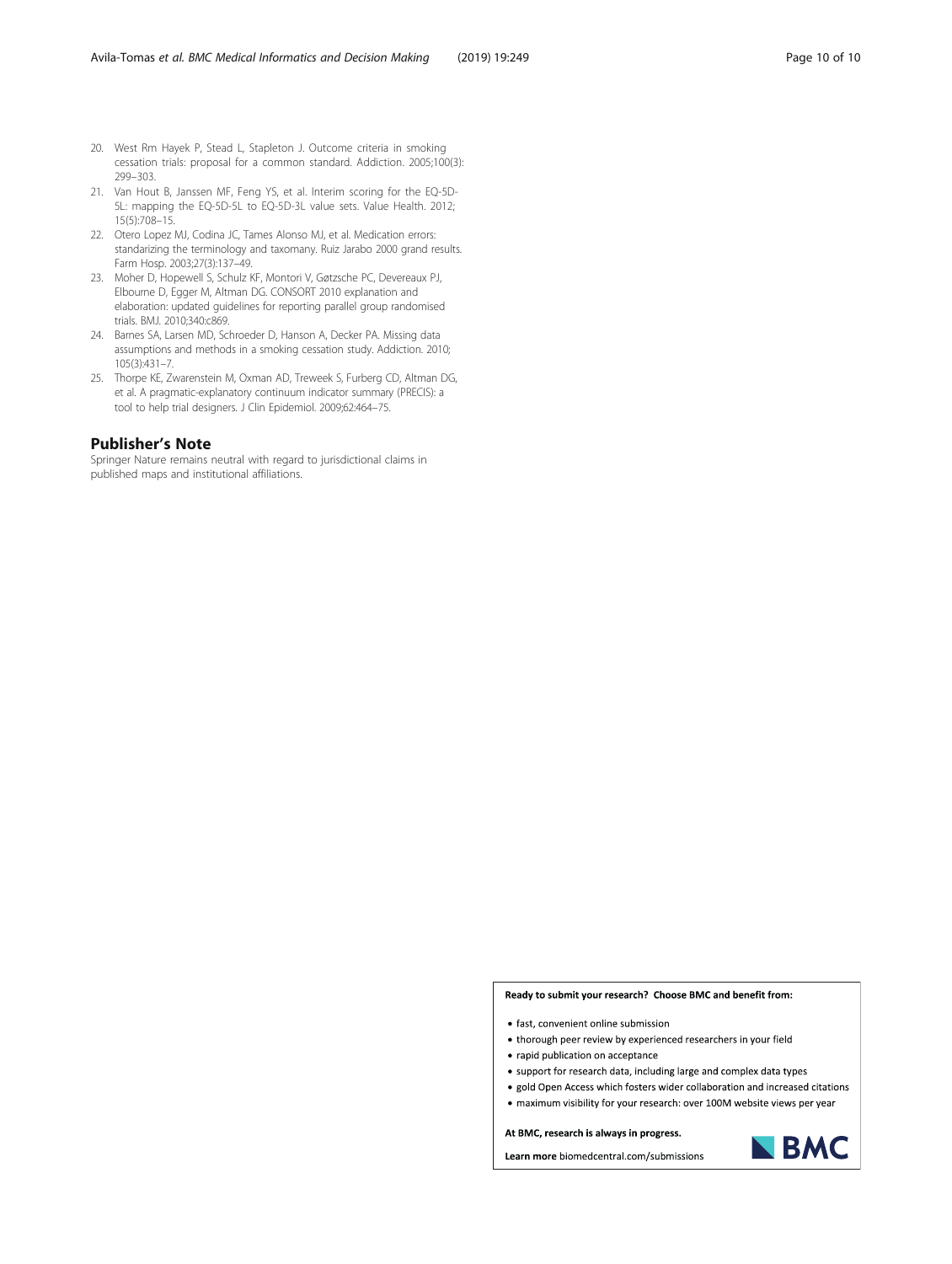20. West Rm Hayek P, Stead L, Stapleton J. Outcome criteria in smoking cessation trials: proposal for a common standard. Addiction. 2005;100(3): 299–303.
21. Van Hout B, Janssen MF, Feng YS, et al. Interim scoring for the EQ-5D-5L: mapping the EQ-5D-5L to EQ-5D-3L value sets. Value Health. 2012; 15(5):708–15.
22. Otero Lopez MJ, Codina JC, Tames Alonso MJ, et al. Medication errors: standarizing the terminology and taxomany. Ruiz Jarabo 2000 grand results. Farm Hosp. 2003;27(3):137–49.
23. Moher D, Hopewell S, Schulz KF, Montori V, Gøtzsche PC, Devereaux PJ, Elbourne D, Egger M, Altman DG. CONSORT 2010 explanation and elaboration: updated guidelines for reporting parallel group randomised trials. BMJ. 2010;340:c869.
24. Barnes SA, Larsen MD, Schroeder D, Hanson A, Decker PA. Missing data assumptions and methods in a smoking cessation study. Addiction. 2010; 105(3):431–7.
25. Thorpe KE, Zwarenstein M, Oxman AD, Treweek S, Furberg CD, Altman DG, et al. A pragmatic-explanatory continuum indicator summary (PRECIS): a tool to help trial designers. J Clin Epidemiol. 2009;62:464–75.

## Publisher's Note

Springer Nature remains neutral with regard to jurisdictional claims in published maps and institutional affiliations.

**Ready to submit your research? Choose BMC and benefit from:**

- fast, convenient online submission
- thorough peer review by experienced researchers in your field
- rapid publication on acceptance
- support for research data, including large and complex data types
- gold Open Access which fosters wider collaboration and increased citations
- maximum visibility for your research: over 100M website views per year

**At BMC, research is always in progress.**

**Learn more** biomedcentral.com/submissions

BMC